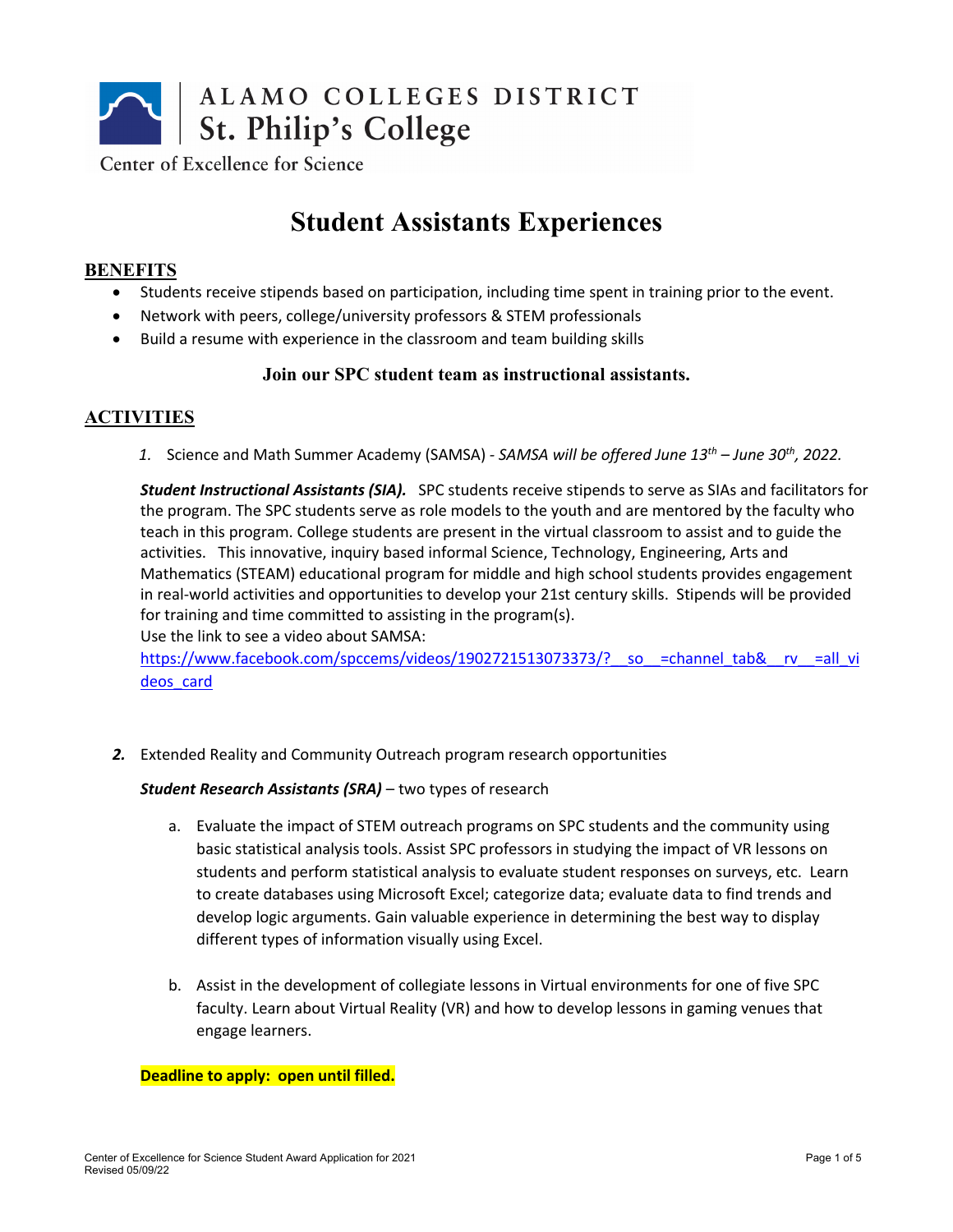ALAMO COLLEGES DISTRICT
St. Philip's College
Center of Excellence for Science

# Student Assistants Experiences

## BENEFITS

- Students receive stipends based on participation, including time spent in training prior to the event.
- Network with peers, college/university professors & STEM professionals
- Build a resume with experience in the classroom and team building skills

**Join our SPC student team as instructional assistants.**

## ACTIVITIES

1. Science and Math Summer Academy (SAMSA) - *SAMSA will be offered June 13th – June 30th, 2022.*

   ***Student Instructional Assistants (SIA).*** SPC students receive stipends to serve as SIAs and facilitators for the program. The SPC students serve as role models to the youth and are mentored by the faculty who teach in this program. College students are present in the virtual classroom to assist and to guide the activities. This innovative, inquiry based informal Science, Technology, Engineering, Arts and Mathematics (STEAM) educational program for middle and high school students provides engagement in real-world activities and opportunities to develop your 21st century skills. Stipends will be provided for training and time committed to assisting in the program(s).
   Use the link to see a video about SAMSA:
   https://www.facebook.com/spccems/videos/1902721513073373/?__so__=channel_tab&__rv__=all_videos_card

2. Extended Reality and Community Outreach program research opportunities

   ***Student Research Assistants (SRA)*** – two types of research

   a. Evaluate the impact of STEM outreach programs on SPC students and the community using basic statistical analysis tools. Assist SPC professors in studying the impact of VR lessons on students and perform statistical analysis to evaluate student responses on surveys, etc. Learn to create databases using Microsoft Excel; categorize data; evaluate data to find trends and develop logic arguments. Gain valuable experience in determining the best way to display different types of information visually using Excel.

   b. Assist in the development of collegiate lessons in Virtual environments for one of five SPC faculty. Learn about Virtual Reality (VR) and how to develop lessons in gaming venues that engage learners.

   **Deadline to apply: open until filled.**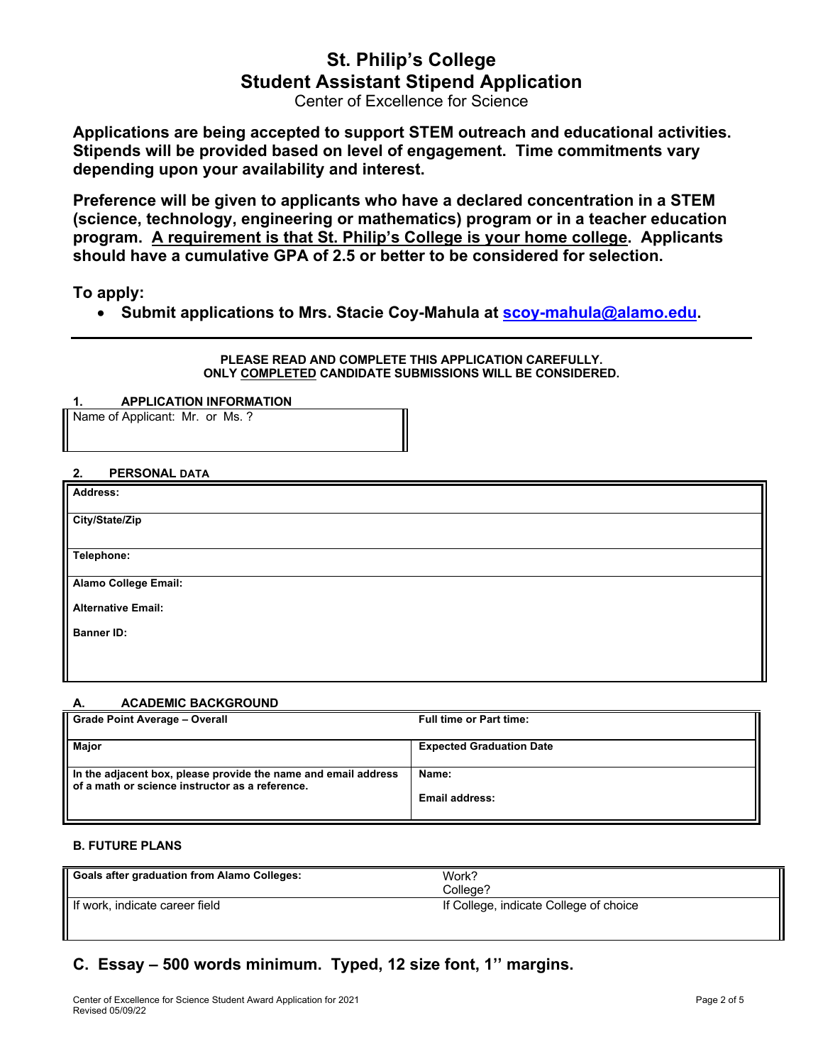# St. Philip's College
# Student Assistant Stipend Application

Center of Excellence for Science

**Applications are being accepted to support STEM outreach and educational activities. Stipends will be provided based on level of engagement. Time commitments vary depending upon your availability and interest.**

**Preference will be given to applicants who have a declared concentration in a STEM (science, technology, engineering or mathematics) program or in a teacher education program. A requirement is that St. Philip's College is your home college. Applicants should have a cumulative GPA of 2.5 or better to be considered for selection.**

**To apply:**

- **Submit applications to Mrs. Stacie Coy-Mahula at scoy-mahula@alamo.edu.**

---

**PLEASE READ AND COMPLETE THIS APPLICATION CAREFULLY.**
**ONLY COMPLETED CANDIDATE SUBMISSIONS WILL BE CONSIDERED.**

### 1. APPLICATION INFORMATION

| Name of Applicant: Mr. or Ms. ? |
|---|
| |

### 2. PERSONAL DATA

| Address: |
|---|
| City/State/Zip |
| Telephone: |
| Alamo College Email: |
| Alternative Email: |
| Banner ID: |

### A. ACADEMIC BACKGROUND

| Grade Point Average – Overall | Full time or Part time: |
|---|---|
| **Major** | **Expected Graduation Date** |
| **In the adjacent box, please provide the name and email address of a math or science instructor as a reference.** | **Name:**<br>**Email address:** |

### B. FUTURE PLANS

| Goals after graduation from Alamo Colleges: | Work?<br>College? |
|---|---|
| If work, indicate career field | If College, indicate College of choice |

## C. Essay – 500 words minimum. Typed, 12 size font, 1'' margins.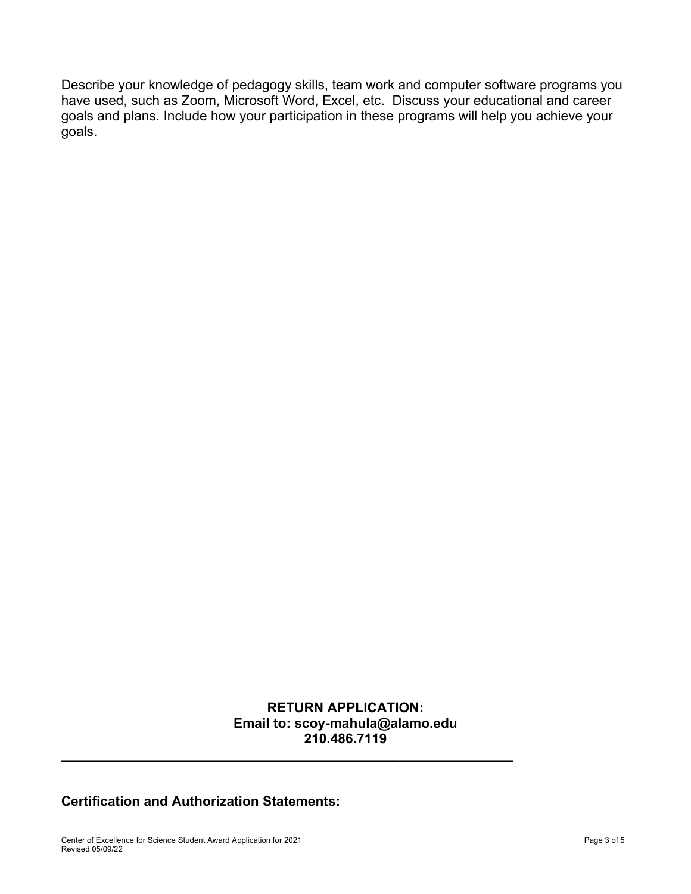Describe your knowledge of pedagogy skills, team work and computer software programs you have used, such as Zoom, Microsoft Word, Excel, etc. Discuss your educational and career goals and plans. Include how your participation in these programs will help you achieve your goals.

**RETURN APPLICATION:**
**Email to: scoy-mahula@alamo.edu**
**210.486.7119**

---

**Certification and Authorization Statements:**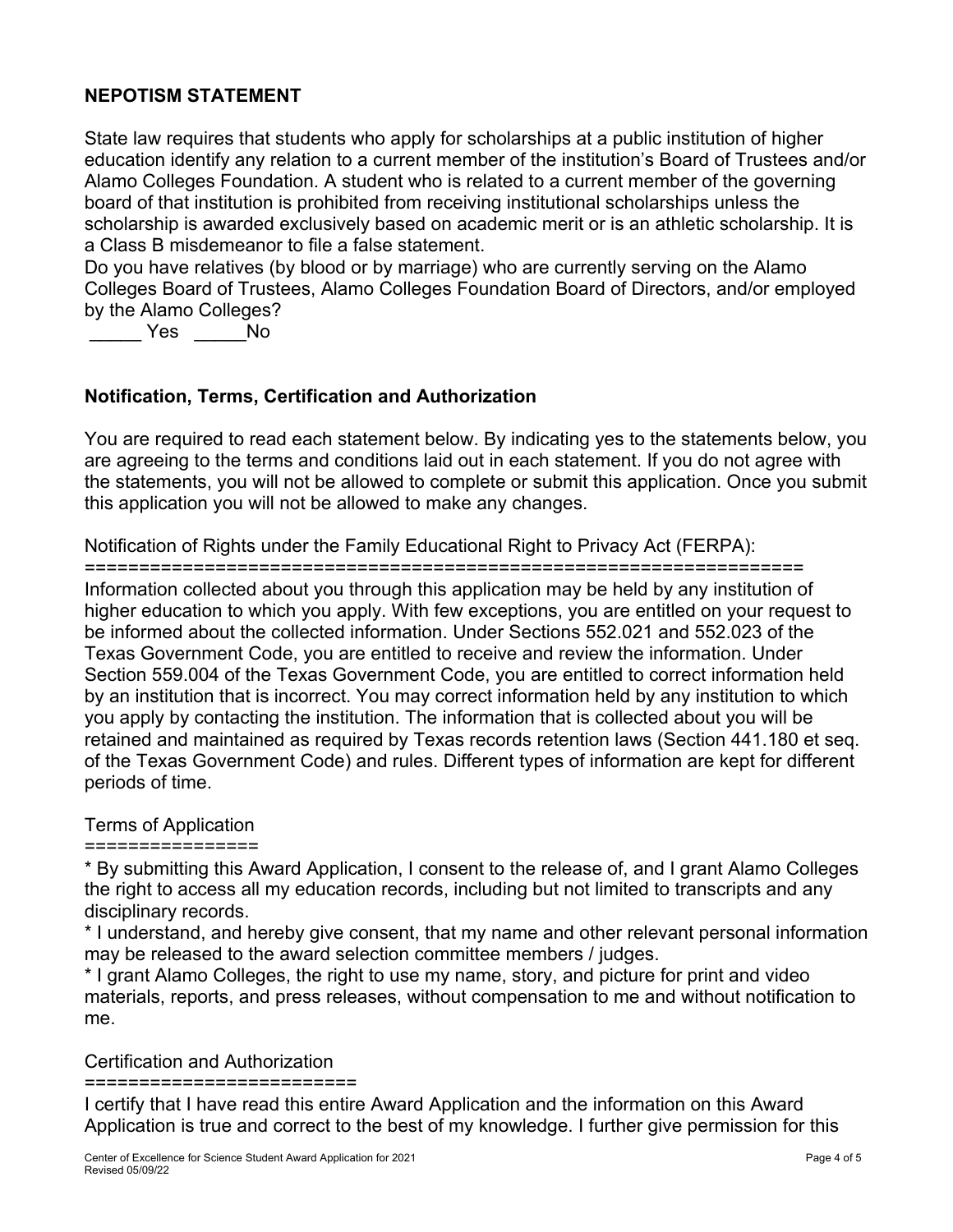## NEPOTISM STATEMENT

State law requires that students who apply for scholarships at a public institution of higher education identify any relation to a current member of the institution's Board of Trustees and/or Alamo Colleges Foundation. A student who is related to a current member of the governing board of that institution is prohibited from receiving institutional scholarships unless the scholarship is awarded exclusively based on academic merit or is an athletic scholarship. It is a Class B misdemeanor to file a false statement.

Do you have relatives (by blood or by marriage) who are currently serving on the Alamo Colleges Board of Trustees, Alamo Colleges Foundation Board of Directors, and/or employed by the Alamo Colleges?

_____ Yes _____No

## Notification, Terms, Certification and Authorization

You are required to read each statement below. By indicating yes to the statements below, you are agreeing to the terms and conditions laid out in each statement. If you do not agree with the statements, you will not be allowed to complete or submit this application. Once you submit this application you will not be allowed to make any changes.

Notification of Rights under the Family Educational Right to Privacy Act (FERPA):
=================================================================

Information collected about you through this application may be held by any institution of higher education to which you apply. With few exceptions, you are entitled on your request to be informed about the collected information. Under Sections 552.021 and 552.023 of the Texas Government Code, you are entitled to receive and review the information. Under Section 559.004 of the Texas Government Code, you are entitled to correct information held by an institution that is incorrect. You may correct information held by any institution to which you apply by contacting the institution. The information that is collected about you will be retained and maintained as required by Texas records retention laws (Section 441.180 et seq. of the Texas Government Code) and rules. Different types of information are kept for different periods of time.

Terms of Application
================

\* By submitting this Award Application, I consent to the release of, and I grant Alamo Colleges the right to access all my education records, including but not limited to transcripts and any disciplinary records.

\* I understand, and hereby give consent, that my name and other relevant personal information may be released to the award selection committee members / judges.

\* I grant Alamo Colleges, the right to use my name, story, and picture for print and video materials, reports, and press releases, without compensation to me and without notification to me.

Certification and Authorization
========================

I certify that I have read this entire Award Application and the information on this Award Application is true and correct to the best of my knowledge. I further give permission for this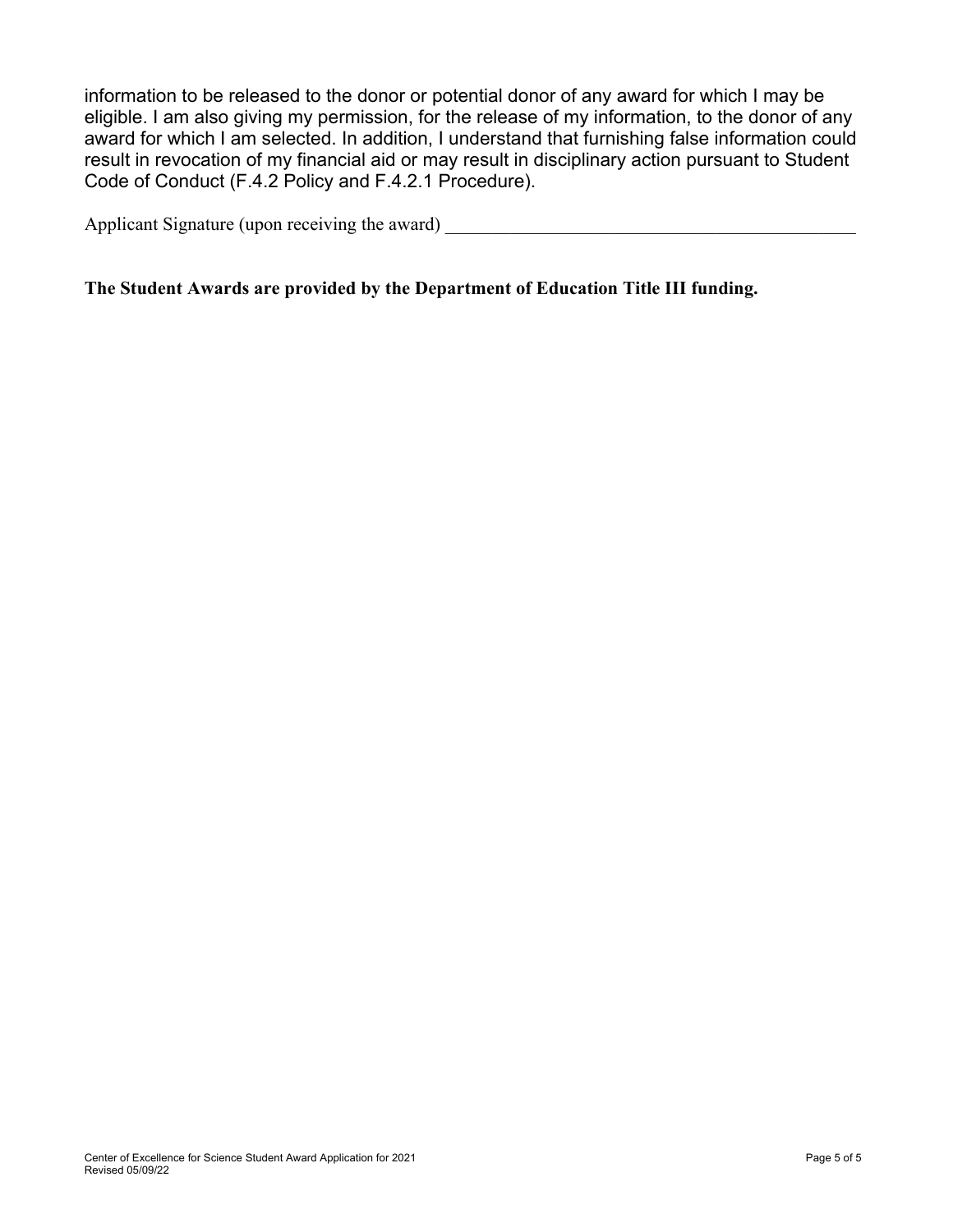information to be released to the donor or potential donor of any award for which I may be eligible. I am also giving my permission, for the release of my information, to the donor of any award for which I am selected. In addition, I understand that furnishing false information could result in revocation of my financial aid or may result in disciplinary action pursuant to Student Code of Conduct (F.4.2 Policy and F.4.2.1 Procedure).

Applicant Signature (upon receiving the award) _____________________________________________

**The Student Awards are provided by the Department of Education Title III funding.**